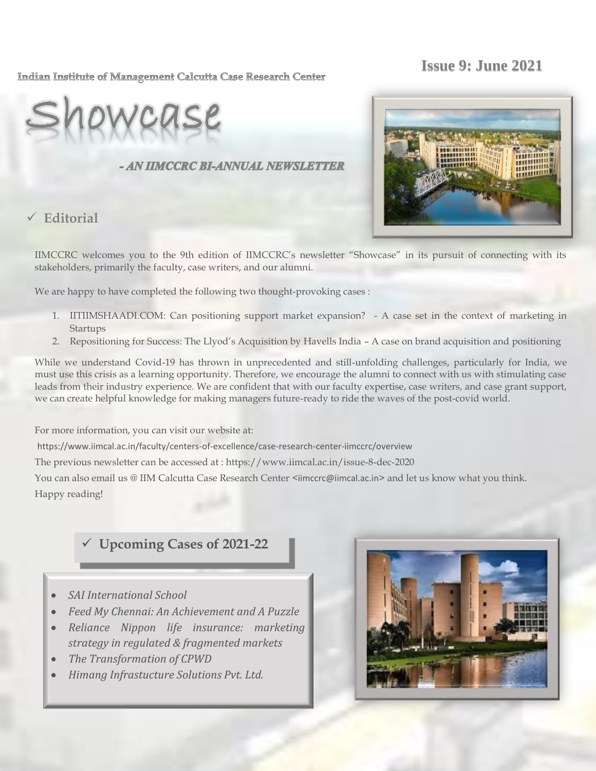Indian Institute of Management Calcutta Case Research Center

**Issue 9: June 2021**

# Showcase

***- AN IIMCCRC BI-ANNUAL NEWSLETTER***

## ✓ Editorial

IIMCCRC welcomes you to the 9th edition of IIMCCRC's newsletter "Showcase" in its pursuit of connecting with its stakeholders, primarily the faculty, case writers, and our alumni.

We are happy to have completed the following two thought-provoking cases :

1. IITIIMSHAADI.COM: Can positioning support market expansion? - A case set in the context of marketing in Startups
2. Repositioning for Success: The Llyod's Acquisition by Havells India – A case on brand acquisition and positioning

While we understand Covid-19 has thrown in unprecedented and still-unfolding challenges, particularly for India, we must use this crisis as a learning opportunity. Therefore, we encourage the alumni to connect with us with stimulating case leads from their industry experience. We are confident that with our faculty expertise, case writers, and case grant support, we can create helpful knowledge for making managers future-ready to ride the waves of the post-covid world.

For more information, you can visit our website at:

https://www.iimcal.ac.in/faculty/centers-of-excellence/case-research-center-iimccrc/overview

The previous newsletter can be accessed at : https://www.iimcal.ac.in/issue-8-dec-2020

You can also email us @ IIM Calcutta Case Research Center <iimccrc@iimcal.ac.in> and let us know what you think.

Happy reading!

## ✓ Upcoming Cases of 2021-22

- *SAI International School*
- *Feed My Chennai: An Achievement and A Puzzle*
- *Reliance Nippon life insurance: marketing strategy in regulated & fragmented markets*
- *The Transformation of CPWD*
- *Himang Infrastucture Solutions Pvt. Ltd.*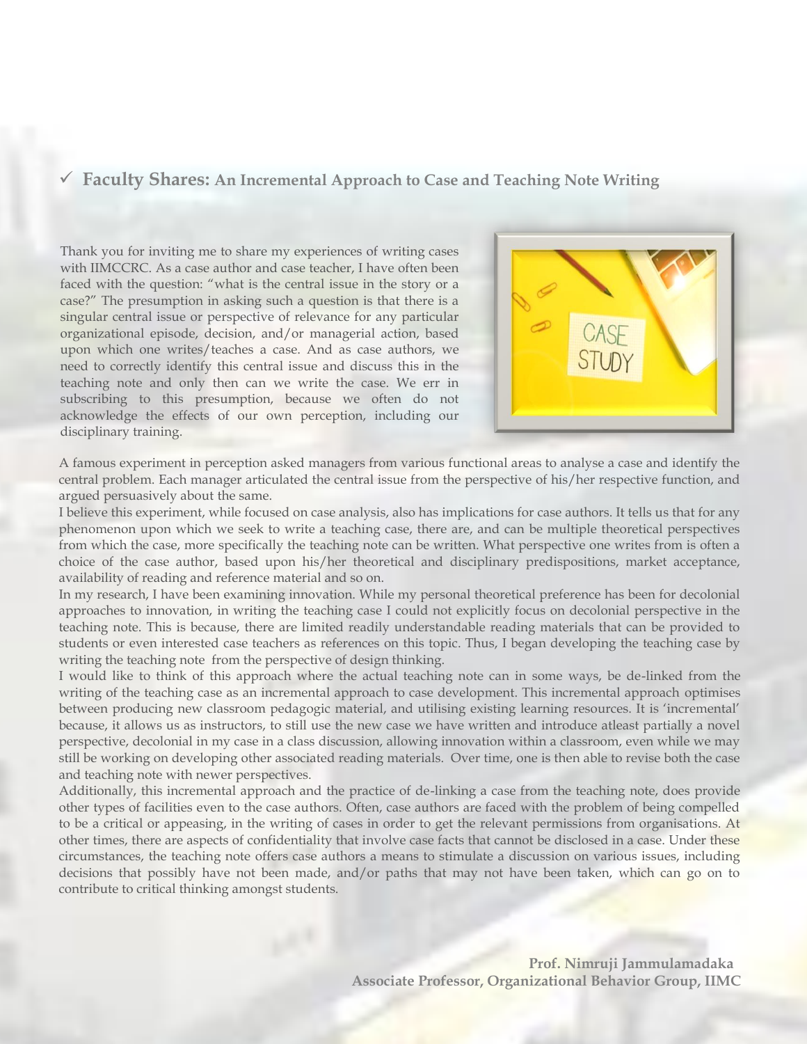## ✓ Faculty Shares: An Incremental Approach to Case and Teaching Note Writing

Thank you for inviting me to share my experiences of writing cases with IIMCCRC. As a case author and case teacher, I have often been faced with the question: "what is the central issue in the story or a case?" The presumption in asking such a question is that there is a singular central issue or perspective of relevance for any particular organizational episode, decision, and/or managerial action, based upon which one writes/teaches a case. And as case authors, we need to correctly identify this central issue and discuss this in the teaching note and only then can we write the case. We err in subscribing to this presumption, because we often do not acknowledge the effects of our own perception, including our disciplinary training.

A famous experiment in perception asked managers from various functional areas to analyse a case and identify the central problem. Each manager articulated the central issue from the perspective of his/her respective function, and argued persuasively about the same.

I believe this experiment, while focused on case analysis, also has implications for case authors. It tells us that for any phenomenon upon which we seek to write a teaching case, there are, and can be multiple theoretical perspectives from which the case, more specifically the teaching note can be written. What perspective one writes from is often a choice of the case author, based upon his/her theoretical and disciplinary predispositions, market acceptance, availability of reading and reference material and so on.

In my research, I have been examining innovation. While my personal theoretical preference has been for decolonial approaches to innovation, in writing the teaching case I could not explicitly focus on decolonial perspective in the teaching note. This is because, there are limited readily understandable reading materials that can be provided to students or even interested case teachers as references on this topic. Thus, I began developing the teaching case by writing the teaching note from the perspective of design thinking.

I would like to think of this approach where the actual teaching note can in some ways, be de-linked from the writing of the teaching case as an incremental approach to case development. This incremental approach optimises between producing new classroom pedagogic material, and utilising existing learning resources. It is 'incremental' because, it allows us as instructors, to still use the new case we have written and introduce atleast partially a novel perspective, decolonial in my case in a class discussion, allowing innovation within a classroom, even while we may still be working on developing other associated reading materials. Over time, one is then able to revise both the case and teaching note with newer perspectives.

Additionally, this incremental approach and the practice of de-linking a case from the teaching note, does provide other types of facilities even to the case authors. Often, case authors are faced with the problem of being compelled to be a critical or appeasing, in the writing of cases in order to get the relevant permissions from organisations. At other times, there are aspects of confidentiality that involve case facts that cannot be disclosed in a case. Under these circumstances, the teaching note offers case authors a means to stimulate a discussion on various issues, including decisions that possibly have not been made, and/or paths that may not have been taken, which can go on to contribute to critical thinking amongst students.

**Prof. Nimruji Jammulamadaka**
**Associate Professor, Organizational Behavior Group, IIMC**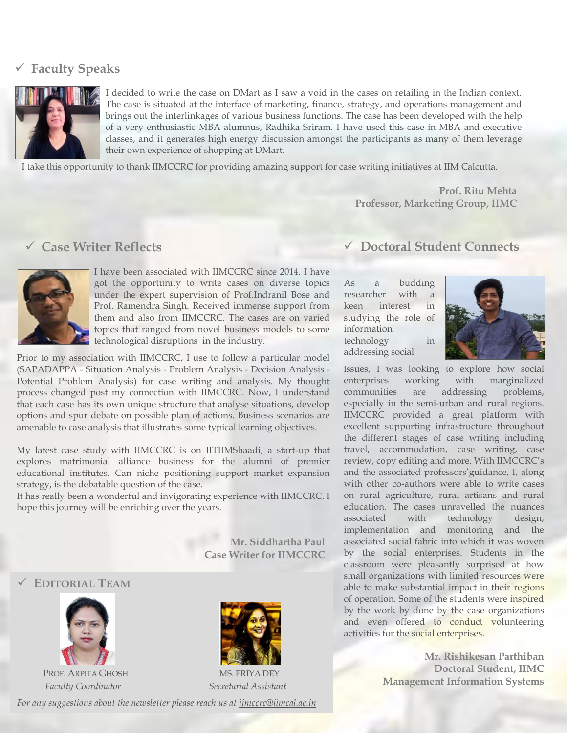## ✓ Faculty Speaks

I decided to write the case on DMart as I saw a void in the cases on retailing in the Indian context. The case is situated at the interface of marketing, finance, strategy, and operations management and brings out the interlinkages of various business functions. The case has been developed with the help of a very enthusiastic MBA alumnus, Radhika Sriram. I have used this case in MBA and executive classes, and it generates high energy discussion amongst the participants as many of them leverage their own experience of shopping at DMart.

I take this opportunity to thank IIMCCRC for providing amazing support for case writing initiatives at IIM Calcutta.

**Prof. Ritu Mehta**
**Professor, Marketing Group, IIMC**

## ✓ Case Writer Reflects

I have been associated with IIMCCRC since 2014. I have got the opportunity to write cases on diverse topics under the expert supervision of Prof.Indranil Bose and Prof. Ramendra Singh. Received immense support from them and also from IIMCCRC. The cases are on varied topics that ranged from novel business models to some technological disruptions in the industry.

Prior to my association with IIMCCRC, I use to follow a particular model (SAPADAPPA - Situation Analysis - Problem Analysis - Decision Analysis - Potential Problem Analysis) for case writing and analysis. My thought process changed post my connection with IIMCCRC. Now, I understand that each case has its own unique structure that analyse situations, develop options and spur debate on possible plan of actions. Business scenarios are amenable to case analysis that illustrates some typical learning objectives.

My latest case study with IIMCCRC is on IITIIMShaadi, a start-up that explores matrimonial alliance business for the alumni of premier educational institutes. Can niche positioning support market expansion strategy, is the debatable question of the case.

It has really been a wonderful and invigorating experience with IIMCCRC. I hope this journey will be enriching over the years.

**Mr. Siddhartha Paul**
**Case Writer for IIMCCRC**

## ✓ Doctoral Student Connects

As a budding researcher with a keen interest in studying the role of information technology in addressing social issues, I was looking to explore how social enterprises working with marginalized communities are addressing problems, especially in the semi-urban and rural regions. IIMCCRC provided a great platform with excellent supporting infrastructure throughout the different stages of case writing including travel, accommodation, case writing, case review, copy editing and more. With IIMCCRC's and the associated professors'guidance, I, along with other co-authors were able to write cases on rural agriculture, rural artisans and rural education. The cases unravelled the nuances associated with technology design, implementation and monitoring and the associated social fabric into which it was woven by the social enterprises. Students in the classroom were pleasantly surprised at how small organizations with limited resources were able to make substantial impact in their regions of operation. Some of the students were inspired by the work by done by the case organizations and even offered to conduct volunteering activities for the social enterprises.

**Mr. Rishikesan Parthiban**
**Doctoral Student, IIMC**
**Management Information Systems**

## ✓ Editorial Team

PROF. ARPITA GHOSH
*Faculty Coordinator*

MS. PRIYA DEY
*Secretarial Assistant*

*For any suggestions about the newsletter please reach us at iimccrc@iimcal.ac.in*